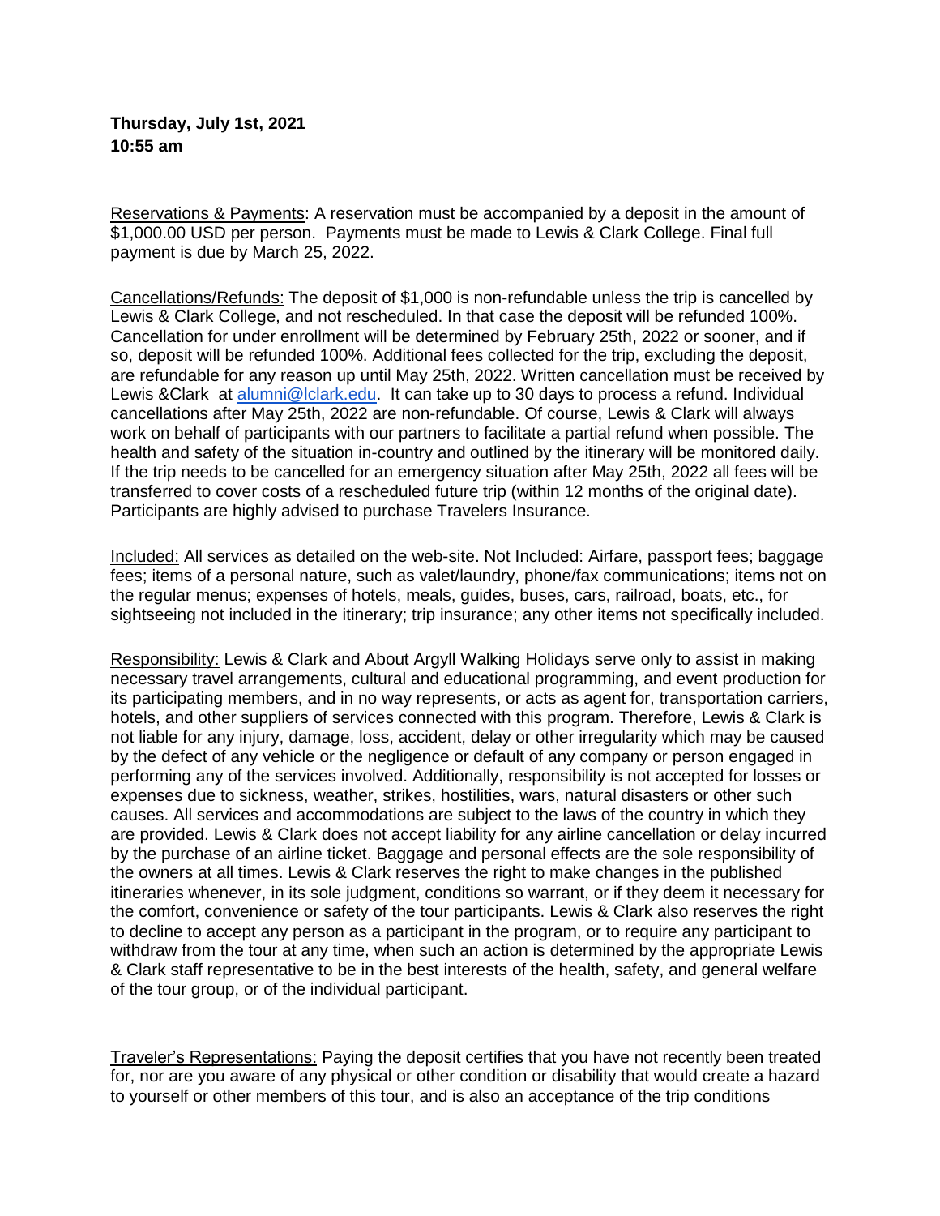**Thursday, July 1st, 2021**
**10:55 am**

Reservations & Payments: A reservation must be accompanied by a deposit in the amount of $1,000.00 USD per person. Payments must be made to Lewis & Clark College. Final full payment is due by March 25, 2022.

Cancellations/Refunds: The deposit of $1,000 is non-refundable unless the trip is cancelled by Lewis & Clark College, and not rescheduled. In that case the deposit will be refunded 100%. Cancellation for under enrollment will be determined by February 25th, 2022 or sooner, and if so, deposit will be refunded 100%. Additional fees collected for the trip, excluding the deposit, are refundable for any reason up until May 25th, 2022. Written cancellation must be received by Lewis &Clark at alumni@lclark.edu. It can take up to 30 days to process a refund. Individual cancellations after May 25th, 2022 are non-refundable. Of course, Lewis & Clark will always work on behalf of participants with our partners to facilitate a partial refund when possible. The health and safety of the situation in-country and outlined by the itinerary will be monitored daily. If the trip needs to be cancelled for an emergency situation after May 25th, 2022 all fees will be transferred to cover costs of a rescheduled future trip (within 12 months of the original date). Participants are highly advised to purchase Travelers Insurance.

Included: All services as detailed on the web-site. Not Included: Airfare, passport fees; baggage fees; items of a personal nature, such as valet/laundry, phone/fax communications; items not on the regular menus; expenses of hotels, meals, guides, buses, cars, railroad, boats, etc., for sightseeing not included in the itinerary; trip insurance; any other items not specifically included.

Responsibility: Lewis & Clark and About Argyll Walking Holidays serve only to assist in making necessary travel arrangements, cultural and educational programming, and event production for its participating members, and in no way represents, or acts as agent for, transportation carriers, hotels, and other suppliers of services connected with this program. Therefore, Lewis & Clark is not liable for any injury, damage, loss, accident, delay or other irregularity which may be caused by the defect of any vehicle or the negligence or default of any company or person engaged in performing any of the services involved. Additionally, responsibility is not accepted for losses or expenses due to sickness, weather, strikes, hostilities, wars, natural disasters or other such causes. All services and accommodations are subject to the laws of the country in which they are provided. Lewis & Clark does not accept liability for any airline cancellation or delay incurred by the purchase of an airline ticket. Baggage and personal effects are the sole responsibility of the owners at all times. Lewis & Clark reserves the right to make changes in the published itineraries whenever, in its sole judgment, conditions so warrant, or if they deem it necessary for the comfort, convenience or safety of the tour participants. Lewis & Clark also reserves the right to decline to accept any person as a participant in the program, or to require any participant to withdraw from the tour at any time, when such an action is determined by the appropriate Lewis & Clark staff representative to be in the best interests of the health, safety, and general welfare of the tour group, or of the individual participant.

Traveler's Representations: Paying the deposit certifies that you have not recently been treated for, nor are you aware of any physical or other condition or disability that would create a hazard to yourself or other members of this tour, and is also an acceptance of the trip conditions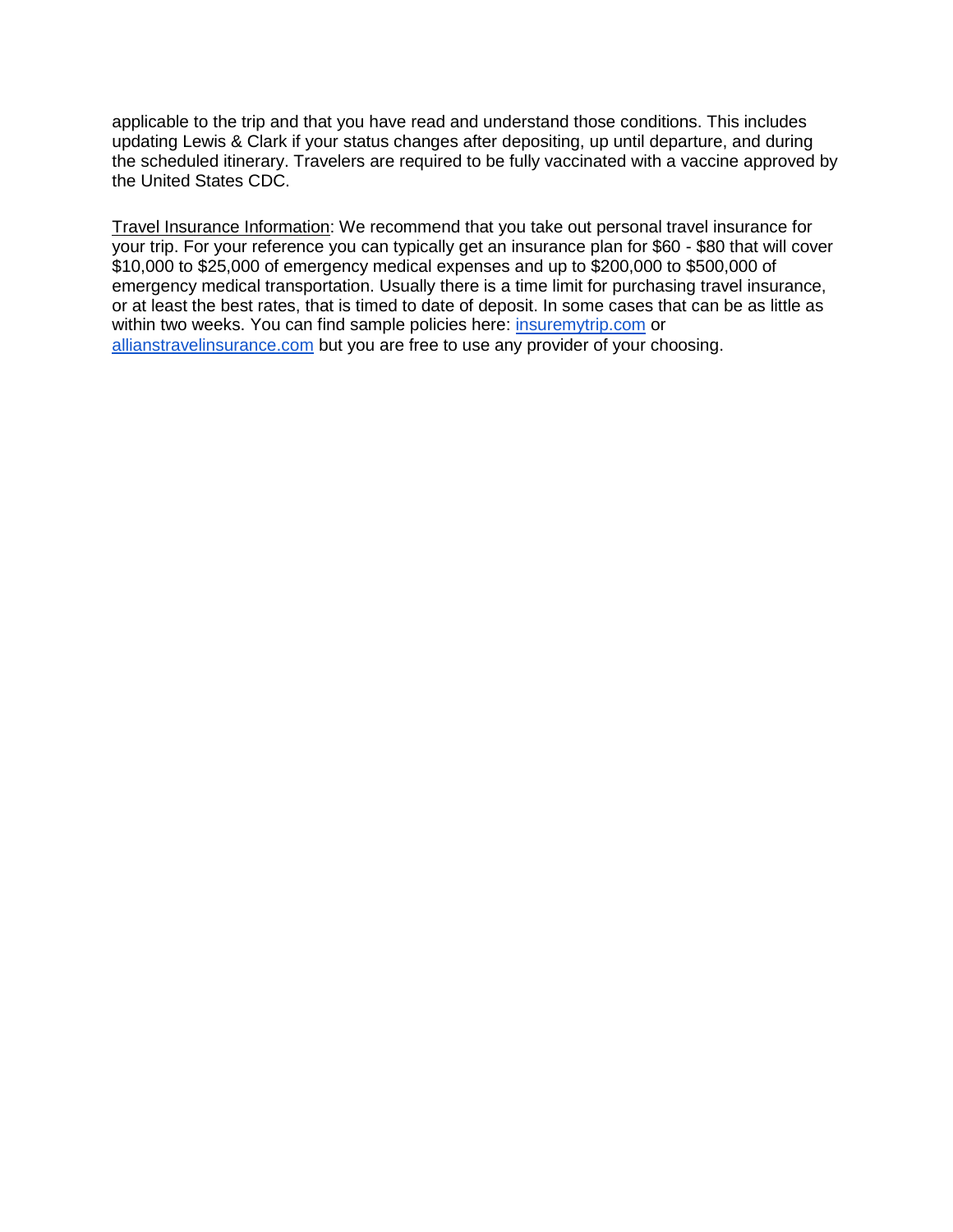applicable to the trip and that you have read and understand those conditions. This includes updating Lewis & Clark if your status changes after depositing, up until departure, and during the scheduled itinerary. Travelers are required to be fully vaccinated with a vaccine approved by the United States CDC.

Travel Insurance Information: We recommend that you take out personal travel insurance for your trip. For your reference you can typically get an insurance plan for $60 - $80 that will cover $10,000 to $25,000 of emergency medical expenses and up to $200,000 to $500,000 of emergency medical transportation. Usually there is a time limit for purchasing travel insurance, or at least the best rates, that is timed to date of deposit. In some cases that can be as little as within two weeks. You can find sample policies here: insuremytrip.com or allianstravelinsurance.com but you are free to use any provider of your choosing.